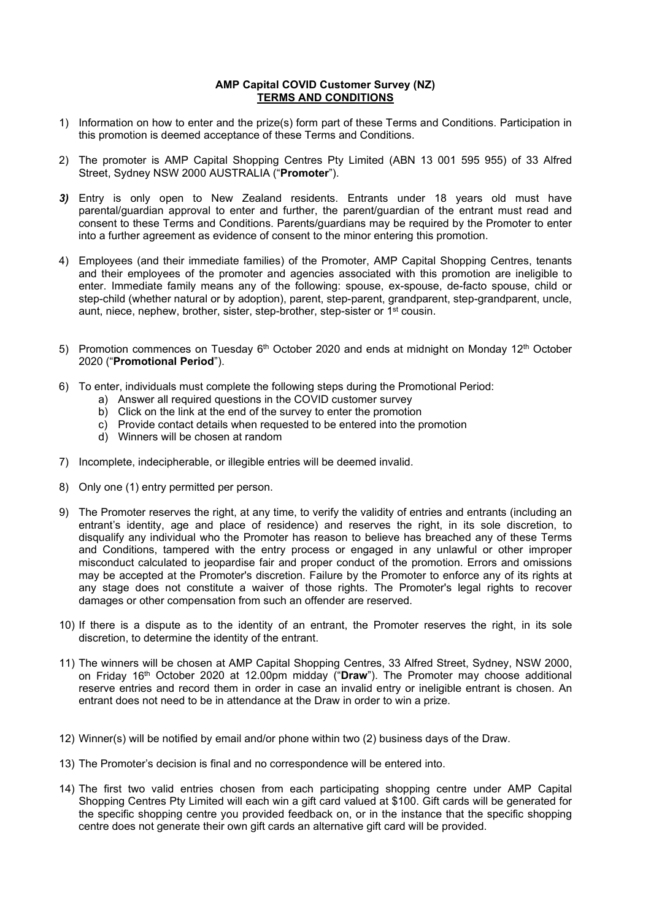**AMP Capital COVID Customer Survey (NZ)**
**TERMS AND CONDITIONS**

1) Information on how to enter and the prize(s) form part of these Terms and Conditions. Participation in this promotion is deemed acceptance of these Terms and Conditions.

2) The promoter is AMP Capital Shopping Centres Pty Limited (ABN 13 001 595 955) of 33 Alfred Street, Sydney NSW 2000 AUSTRALIA ("**Promoter**").

***3)*** Entry is only open to New Zealand residents. Entrants under 18 years old must have parental/guardian approval to enter and further, the parent/guardian of the entrant must read and consent to these Terms and Conditions. Parents/guardians may be required by the Promoter to enter into a further agreement as evidence of consent to the minor entering this promotion.

4) Employees (and their immediate families) of the Promoter, AMP Capital Shopping Centres, tenants and their employees of the promoter and agencies associated with this promotion are ineligible to enter. Immediate family means any of the following: spouse, ex-spouse, de-facto spouse, child or step-child (whether natural or by adoption), parent, step-parent, grandparent, step-grandparent, uncle, aunt, niece, nephew, brother, sister, step-brother, step-sister or 1st cousin.

5) Promotion commences on Tuesday 6th October 2020 and ends at midnight on Monday 12th October 2020 ("**Promotional Period**").

6) To enter, individuals must complete the following steps during the Promotional Period:
   a) Answer all required questions in the COVID customer survey
   b) Click on the link at the end of the survey to enter the promotion
   c) Provide contact details when requested to be entered into the promotion
   d) Winners will be chosen at random

7) Incomplete, indecipherable, or illegible entries will be deemed invalid.

8) Only one (1) entry permitted per person.

9) The Promoter reserves the right, at any time, to verify the validity of entries and entrants (including an entrant's identity, age and place of residence) and reserves the right, in its sole discretion, to disqualify any individual who the Promoter has reason to believe has breached any of these Terms and Conditions, tampered with the entry process or engaged in any unlawful or other improper misconduct calculated to jeopardise fair and proper conduct of the promotion. Errors and omissions may be accepted at the Promoter's discretion. Failure by the Promoter to enforce any of its rights at any stage does not constitute a waiver of those rights. The Promoter's legal rights to recover damages or other compensation from such an offender are reserved.

10) If there is a dispute as to the identity of an entrant, the Promoter reserves the right, in its sole discretion, to determine the identity of the entrant.

11) The winners will be chosen at AMP Capital Shopping Centres, 33 Alfred Street, Sydney, NSW 2000, on Friday 16th October 2020 at 12.00pm midday ("**Draw**"). The Promoter may choose additional reserve entries and record them in order in case an invalid entry or ineligible entrant is chosen. An entrant does not need to be in attendance at the Draw in order to win a prize.

12) Winner(s) will be notified by email and/or phone within two (2) business days of the Draw.

13) The Promoter's decision is final and no correspondence will be entered into.

14) The first two valid entries chosen from each participating shopping centre under AMP Capital Shopping Centres Pty Limited will each win a gift card valued at $100. Gift cards will be generated for the specific shopping centre you provided feedback on, or in the instance that the specific shopping centre does not generate their own gift cards an alternative gift card will be provided.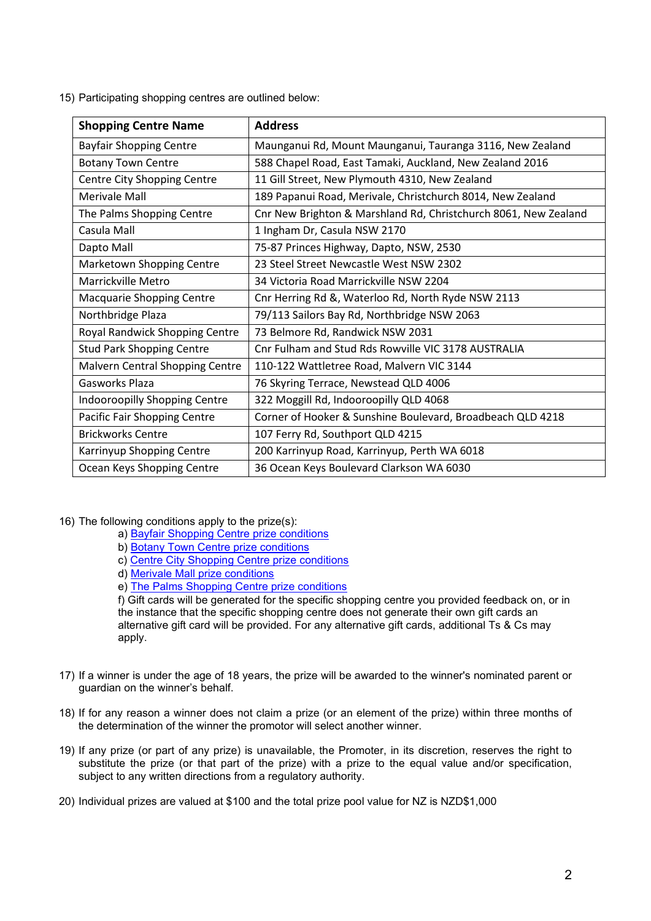15) Participating shopping centres are outlined below:

| Shopping Centre Name | Address |
|---|---|
| Bayfair Shopping Centre | Maunganui Rd, Mount Maunganui, Tauranga 3116, New Zealand |
| Botany Town Centre | 588 Chapel Road, East Tamaki, Auckland, New Zealand 2016 |
| Centre City Shopping Centre | 11 Gill Street, New Plymouth 4310, New Zealand |
| Merivale Mall | 189 Papanui Road, Merivale, Christchurch 8014, New Zealand |
| The Palms Shopping Centre | Cnr New Brighton & Marshland Rd, Christchurch 8061, New Zealand |
| Casula Mall | 1 Ingham Dr, Casula NSW 2170 |
| Dapto Mall | 75-87 Princes Highway, Dapto, NSW, 2530 |
| Marketown Shopping Centre | 23 Steel Street Newcastle West NSW 2302 |
| Marrickville Metro | 34 Victoria Road Marrickville NSW 2204 |
| Macquarie Shopping Centre | Cnr Herring Rd &, Waterloo Rd, North Ryde NSW 2113 |
| Northbridge Plaza | 79/113 Sailors Bay Rd, Northbridge NSW 2063 |
| Royal Randwick Shopping Centre | 73 Belmore Rd, Randwick NSW 2031 |
| Stud Park Shopping Centre | Cnr Fulham and Stud Rds Rowville VIC 3178 AUSTRALIA |
| Malvern Central Shopping Centre | 110-122 Wattletree Road, Malvern VIC 3144 |
| Gasworks Plaza | 76 Skyring Terrace, Newstead QLD 4006 |
| Indooroopilly Shopping Centre | 322 Moggill Rd, Indooroopilly QLD 4068 |
| Pacific Fair Shopping Centre | Corner of Hooker & Sunshine Boulevard, Broadbeach QLD 4218 |
| Brickworks Centre | 107 Ferry Rd, Southport QLD 4215 |
| Karrinyup Shopping Centre | 200 Karrinyup Road, Karrinyup, Perth WA 6018 |
| Ocean Keys Shopping Centre | 36 Ocean Keys Boulevard Clarkson WA 6030 |

16) The following conditions apply to the prize(s):
   a) Bayfair Shopping Centre prize conditions
   b) Botany Town Centre prize conditions
   c) Centre City Shopping Centre prize conditions
   d) Merivale Mall prize conditions
   e) The Palms Shopping Centre prize conditions
   f) Gift cards will be generated for the specific shopping centre you provided feedback on, or in the instance that the specific shopping centre does not generate their own gift cards an alternative gift card will be provided. For any alternative gift cards, additional Ts & Cs may apply.

17) If a winner is under the age of 18 years, the prize will be awarded to the winner's nominated parent or guardian on the winner's behalf.

18) If for any reason a winner does not claim a prize (or an element of the prize) within three months of the determination of the winner the promotor will select another winner.

19) If any prize (or part of any prize) is unavailable, the Promoter, in its discretion, reserves the right to substitute the prize (or that part of the prize) with a prize to the equal value and/or specification, subject to any written directions from a regulatory authority.

20) Individual prizes are valued at $100 and the total prize pool value for NZ is NZD$1,000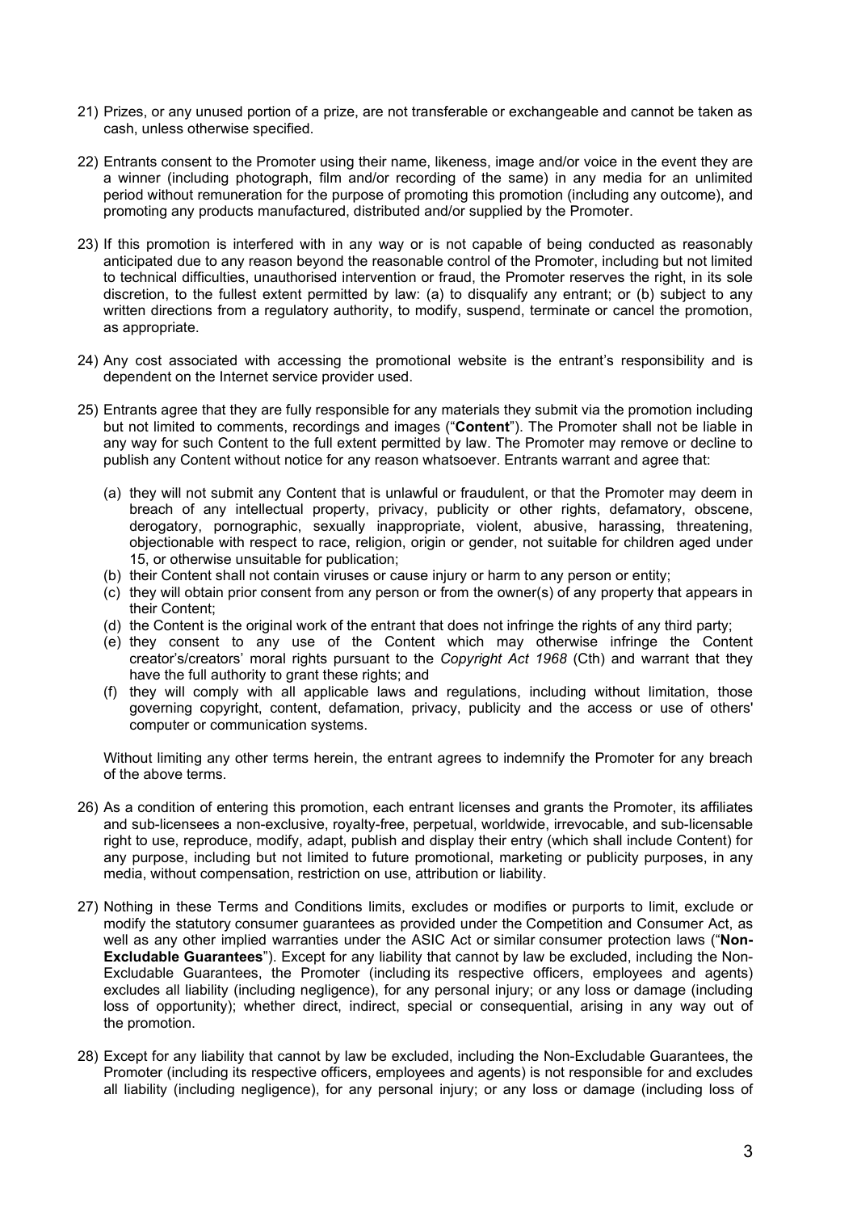21) Prizes, or any unused portion of a prize, are not transferable or exchangeable and cannot be taken as cash, unless otherwise specified.

22) Entrants consent to the Promoter using their name, likeness, image and/or voice in the event they are a winner (including photograph, film and/or recording of the same) in any media for an unlimited period without remuneration for the purpose of promoting this promotion (including any outcome), and promoting any products manufactured, distributed and/or supplied by the Promoter.

23) If this promotion is interfered with in any way or is not capable of being conducted as reasonably anticipated due to any reason beyond the reasonable control of the Promoter, including but not limited to technical difficulties, unauthorised intervention or fraud, the Promoter reserves the right, in its sole discretion, to the fullest extent permitted by law: (a) to disqualify any entrant; or (b) subject to any written directions from a regulatory authority, to modify, suspend, terminate or cancel the promotion, as appropriate.

24) Any cost associated with accessing the promotional website is the entrant's responsibility and is dependent on the Internet service provider used.

25) Entrants agree that they are fully responsible for any materials they submit via the promotion including but not limited to comments, recordings and images ("**Content**"). The Promoter shall not be liable in any way for such Content to the full extent permitted by law. The Promoter may remove or decline to publish any Content without notice for any reason whatsoever. Entrants warrant and agree that:

    (a) they will not submit any Content that is unlawful or fraudulent, or that the Promoter may deem in breach of any intellectual property, privacy, publicity or other rights, defamatory, obscene, derogatory, pornographic, sexually inappropriate, violent, abusive, harassing, threatening, objectionable with respect to race, religion, origin or gender, not suitable for children aged under 15, or otherwise unsuitable for publication;
    (b) their Content shall not contain viruses or cause injury or harm to any person or entity;
    (c) they will obtain prior consent from any person or from the owner(s) of any property that appears in their Content;
    (d) the Content is the original work of the entrant that does not infringe the rights of any third party;
    (e) they consent to any use of the Content which may otherwise infringe the Content creator's/creators' moral rights pursuant to the *Copyright Act 1968* (Cth) and warrant that they have the full authority to grant these rights; and
    (f) they will comply with all applicable laws and regulations, including without limitation, those governing copyright, content, defamation, privacy, publicity and the access or use of others' computer or communication systems.

    Without limiting any other terms herein, the entrant agrees to indemnify the Promoter for any breach of the above terms.

26) As a condition of entering this promotion, each entrant licenses and grants the Promoter, its affiliates and sub-licensees a non-exclusive, royalty-free, perpetual, worldwide, irrevocable, and sub-licensable right to use, reproduce, modify, adapt, publish and display their entry (which shall include Content) for any purpose, including but not limited to future promotional, marketing or publicity purposes, in any media, without compensation, restriction on use, attribution or liability.

27) Nothing in these Terms and Conditions limits, excludes or modifies or purports to limit, exclude or modify the statutory consumer guarantees as provided under the Competition and Consumer Act, as well as any other implied warranties under the ASIC Act or similar consumer protection laws ("**Non-Excludable Guarantees**"). Except for any liability that cannot by law be excluded, including the Non-Excludable Guarantees, the Promoter (including its respective officers, employees and agents) excludes all liability (including negligence), for any personal injury; or any loss or damage (including loss of opportunity); whether direct, indirect, special or consequential, arising in any way out of the promotion.

28) Except for any liability that cannot by law be excluded, including the Non-Excludable Guarantees, the Promoter (including its respective officers, employees and agents) is not responsible for and excludes all liability (including negligence), for any personal injury; or any loss or damage (including loss of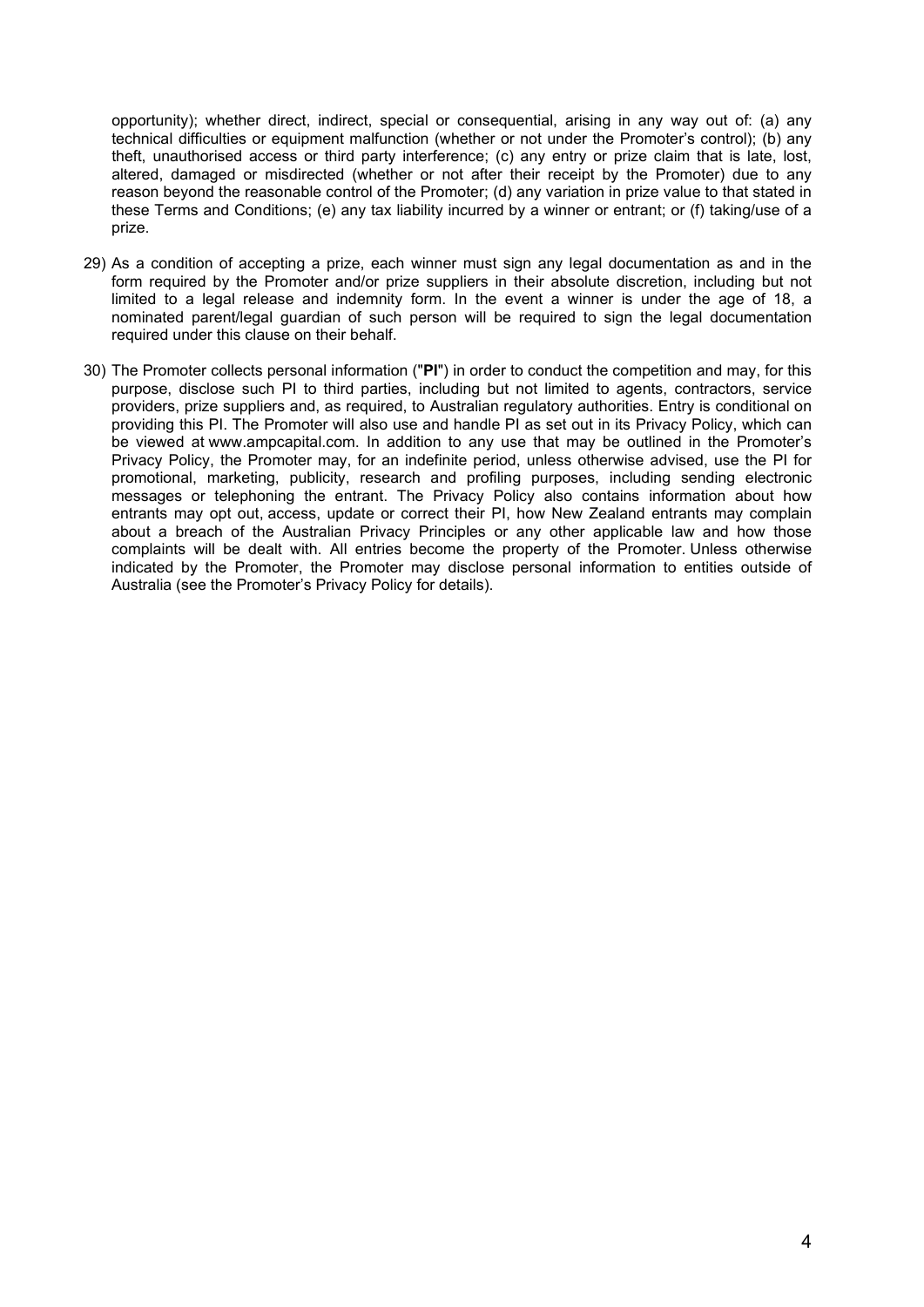opportunity); whether direct, indirect, special or consequential, arising in any way out of: (a) any technical difficulties or equipment malfunction (whether or not under the Promoter's control); (b) any theft, unauthorised access or third party interference; (c) any entry or prize claim that is late, lost, altered, damaged or misdirected (whether or not after their receipt by the Promoter) due to any reason beyond the reasonable control of the Promoter; (d) any variation in prize value to that stated in these Terms and Conditions; (e) any tax liability incurred by a winner or entrant; or (f) taking/use of a prize.

29) As a condition of accepting a prize, each winner must sign any legal documentation as and in the form required by the Promoter and/or prize suppliers in their absolute discretion, including but not limited to a legal release and indemnity form. In the event a winner is under the age of 18, a nominated parent/legal guardian of such person will be required to sign the legal documentation required under this clause on their behalf.

30) The Promoter collects personal information ("**PI**") in order to conduct the competition and may, for this purpose, disclose such PI to third parties, including but not limited to agents, contractors, service providers, prize suppliers and, as required, to Australian regulatory authorities. Entry is conditional on providing this PI. The Promoter will also use and handle PI as set out in its Privacy Policy, which can be viewed at www.ampcapital.com. In addition to any use that may be outlined in the Promoter's Privacy Policy, the Promoter may, for an indefinite period, unless otherwise advised, use the PI for promotional, marketing, publicity, research and profiling purposes, including sending electronic messages or telephoning the entrant. The Privacy Policy also contains information about how entrants may opt out, access, update or correct their PI, how New Zealand entrants may complain about a breach of the Australian Privacy Principles or any other applicable law and how those complaints will be dealt with. All entries become the property of the Promoter. Unless otherwise indicated by the Promoter, the Promoter may disclose personal information to entities outside of Australia (see the Promoter's Privacy Policy for details).